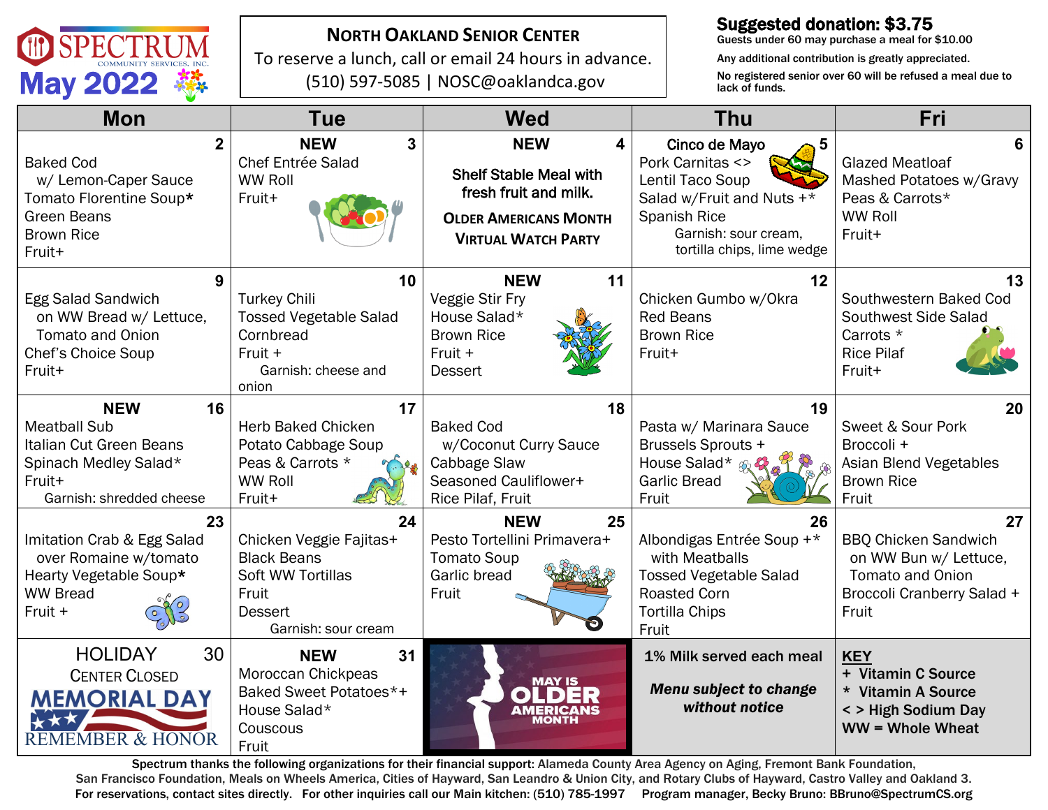# SPECTRUM COMMUNITY SERVICES, INC.

## May 2022

**NORTH OAKLAND SENIOR CENTER**

To reserve a lunch, call or email 24 hours in advance.

(510) 597-5085 | NOSC@oaklandca.gov

**Suggested donation: $3.75**

**Guests under 60 may purchase a meal for $10.00**

**Any additional contribution is greatly appreciated.**

**No registered senior over 60 will be refused a meal due to lack of funds.**

| Mon | Tue | Wed | Thu | Fri |
|---|---|---|---|---|
| **2**<br>Baked Cod w/ Lemon-Caper Sauce<br>Tomato Florentine Soup*<br>Green Beans<br>Brown Rice<br>Fruit+ | **NEW 3**<br>Chef Entrée Salad<br>WW Roll<br>Fruit+ | **NEW 4**<br>**Shelf Stable Meal with fresh fruit and milk.**<br>**OLDER AMERICANS MONTH VIRTUAL WATCH PARTY** | **Cinco de Mayo 5**<br>Pork Carnitas <><br>Lentil Taco Soup<br>Salad w/Fruit and Nuts +*<br>Spanish Rice<br>Garnish: sour cream, tortilla chips, lime wedge | **6**<br>Glazed Meatloaf<br>Mashed Potatoes w/Gravy<br>Peas & Carrots*<br>WW Roll<br>Fruit+ |
| **9**<br>Egg Salad Sandwich on WW Bread w/ Lettuce, Tomato and Onion<br>Chef's Choice Soup<br>Fruit+ | **10**<br>Turkey Chili<br>Tossed Vegetable Salad<br>Cornbread<br>Fruit +<br>Garnish: cheese and onion | **NEW 11**<br>Veggie Stir Fry<br>House Salad*<br>Brown Rice<br>Fruit +<br>Dessert | **12**<br>Chicken Gumbo w/Okra<br>Red Beans<br>Brown Rice<br>Fruit+ | **13**<br>Southwestern Baked Cod<br>Southwest Side Salad<br>Carrots *<br>Rice Pilaf<br>Fruit+ |
| **NEW 16**<br>Meatball Sub<br>Italian Cut Green Beans<br>Spinach Medley Salad*<br>Fruit+<br>Garnish: shredded cheese | **17**<br>Herb Baked Chicken<br>Potato Cabbage Soup<br>Peas & Carrots *<br>WW Roll<br>Fruit+ | **18**<br>Baked Cod w/Coconut Curry Sauce<br>Cabbage Slaw<br>Seasoned Cauliflower+<br>Rice Pilaf, Fruit | **19**<br>Pasta w/ Marinara Sauce<br>Brussels Sprouts +<br>House Salad*<br>Garlic Bread<br>Fruit | **20**<br>Sweet & Sour Pork<br>Broccoli +<br>Asian Blend Vegetables<br>Brown Rice<br>Fruit |
| **23**<br>Imitation Crab & Egg Salad over Romaine w/tomato<br>Hearty Vegetable Soup*<br>WW Bread<br>Fruit + | **24**<br>Chicken Veggie Fajitas+<br>Black Beans<br>Soft WW Tortillas<br>Fruit<br>Dessert<br>Garnish: sour cream | **NEW 25**<br>Pesto Tortellini Primavera+<br>Tomato Soup<br>Garlic bread<br>Fruit | **26**<br>Albondigas Entrée Soup +* with Meatballs<br>Tossed Vegetable Salad<br>Roasted Corn<br>Tortilla Chips<br>Fruit | **27**<br>BBQ Chicken Sandwich on WW Bun w/ Lettuce, Tomato and Onion<br>Broccoli Cranberry Salad +<br>Fruit |
| **HOLIDAY 30**<br>CENTER CLOSED<br>MEMORIAL DAY<br>REMEMBER & HONOR | **NEW 31**<br>Moroccan Chickpeas<br>Baked Sweet Potatoes*+<br>House Salad*<br>Couscous<br>Fruit | MAY IS OLDER AMERICANS MONTH | **1% Milk served each meal**<br>***Menu subject to change without notice*** | **KEY**<br>+ Vitamin C Source<br>* Vitamin A Source<br>< > High Sodium Day<br>WW = Whole Wheat |

**Spectrum thanks the following organizations for their financial support:** Alameda County Area Agency on Aging, Fremont Bank Foundation, San Francisco Foundation, Meals on Wheels America, Cities of Hayward, San Leandro & Union City, and Rotary Clubs of Hayward, Castro Valley and Oakland 3.

**For reservations, contact sites directly. For other inquiries call our Main kitchen: (510) 785-1997 Program manager, Becky Bruno: BBruno@SpectrumCS.org**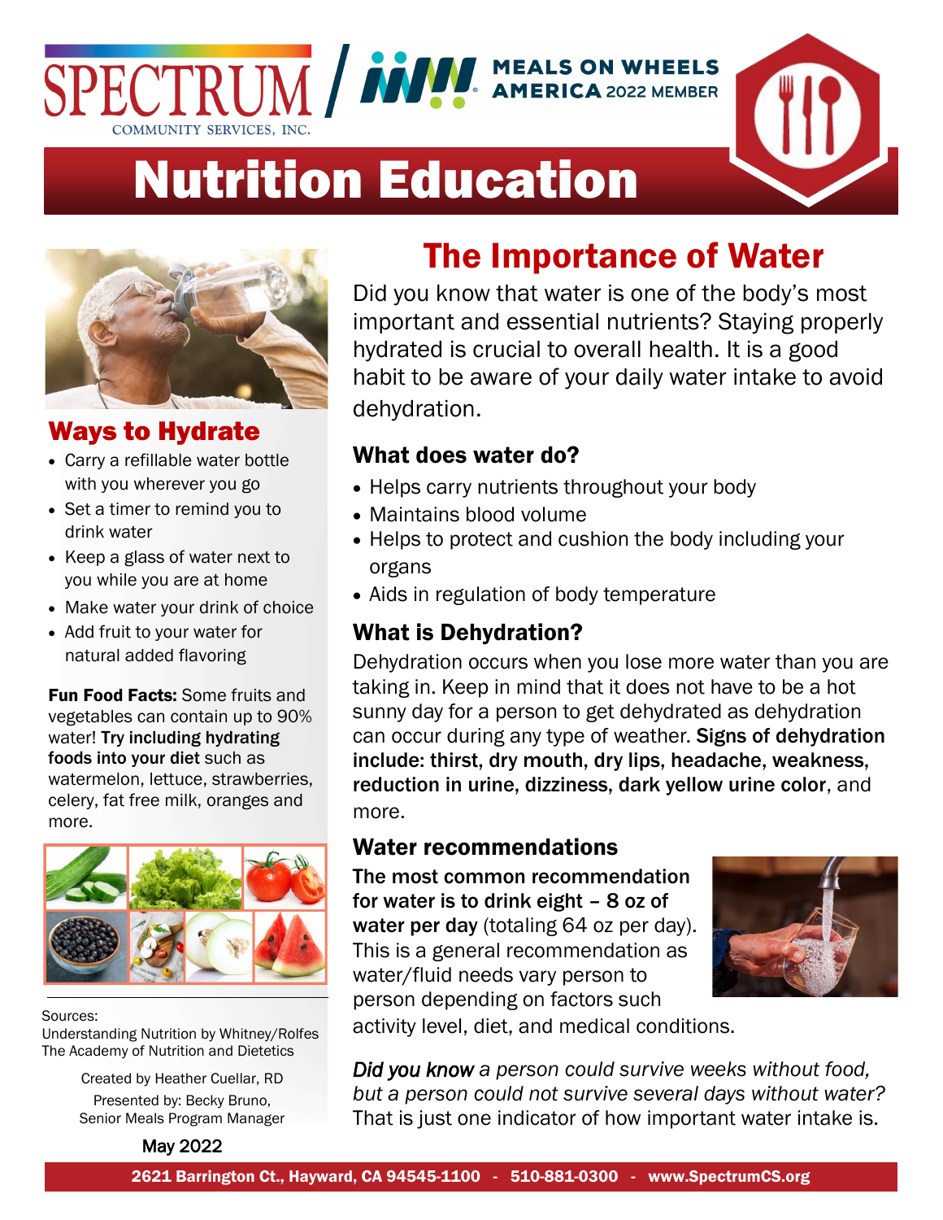SPECTRUM COMMUNITY SERVICES, INC. / MEALS ON WHEELS AMERICA 2022 MEMBER

# Nutrition Education

## Ways to Hydrate

- Carry a refillable water bottle with you wherever you go
- Set a timer to remind you to drink water
- Keep a glass of water next to you while you are at home
- Make water your drink of choice
- Add fruit to your water for natural added flavoring

**Fun Food Facts:** Some fruits and vegetables can contain up to 90% water! **Try including hydrating foods into your diet** such as watermelon, lettuce, strawberries, celery, fat free milk, oranges and more.

Sources:
Understanding Nutrition by Whitney/Rolfes
The Academy of Nutrition and Dietetics

Created by Heather Cuellar, RD
Presented by: Becky Bruno, Senior Meals Program Manager

May 2022

## The Importance of Water

Did you know that water is one of the body's most important and essential nutrients? Staying properly hydrated is crucial to overall health. It is a good habit to be aware of your daily water intake to avoid dehydration.

### What does water do?

- Helps carry nutrients throughout your body
- Maintains blood volume
- Helps to protect and cushion the body including your organs
- Aids in regulation of body temperature

### What is Dehydration?

Dehydration occurs when you lose more water than you are taking in. Keep in mind that it does not have to be a hot sunny day for a person to get dehydrated as dehydration can occur during any type of weather. **Signs of dehydration include: thirst, dry mouth, dry lips, headache, weakness, reduction in urine, dizziness, dark yellow urine color**, and more.

### Water recommendations

**The most common recommendation for water is to drink eight – 8 oz of water per day** (totaling 64 oz per day). This is a general recommendation as water/fluid needs vary person to person depending on factors such activity level, diet, and medical conditions.

*Did you know a person could survive weeks without food, but a person could not survive several days without water?* That is just one indicator of how important water intake is.

2621 Barrington Ct., Hayward, CA 94545-1100 - 510-881-0300 - www.SpectrumCS.org